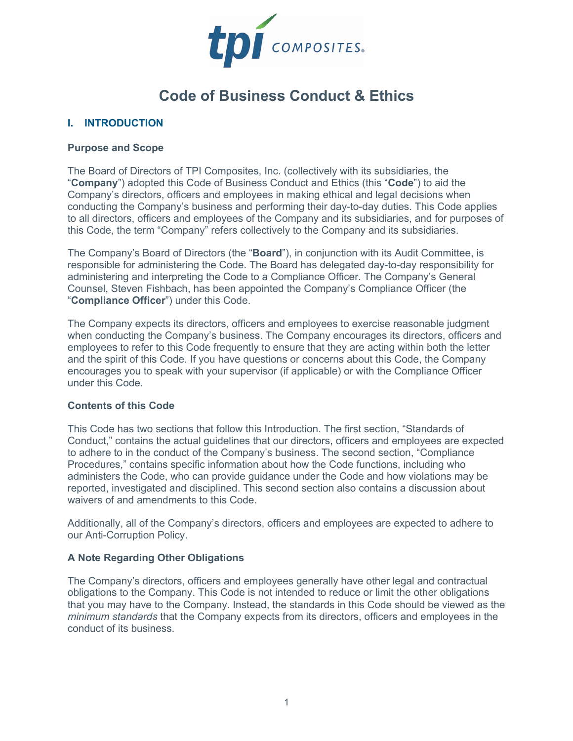# Code of Business Conduct & Ethics

## I. INTRODUCTION

### Purpose and Scope

The Board of Directors of TPI Composites, Inc. (collectively with its subsidiaries, the "**Company**") adopted this Code of Business Conduct and Ethics (this "**Code**") to aid the Company's directors, officers and employees in making ethical and legal decisions when conducting the Company's business and performing their day-to-day duties. This Code applies to all directors, officers and employees of the Company and its subsidiaries, and for purposes of this Code, the term "Company" refers collectively to the Company and its subsidiaries.

The Company's Board of Directors (the "**Board**"), in conjunction with its Audit Committee, is responsible for administering the Code. The Board has delegated day-to-day responsibility for administering and interpreting the Code to a Compliance Officer. The Company's General Counsel, Steven Fishbach, has been appointed the Company's Compliance Officer (the "**Compliance Officer**") under this Code.

The Company expects its directors, officers and employees to exercise reasonable judgment when conducting the Company's business. The Company encourages its directors, officers and employees to refer to this Code frequently to ensure that they are acting within both the letter and the spirit of this Code. If you have questions or concerns about this Code, the Company encourages you to speak with your supervisor (if applicable) or with the Compliance Officer under this Code.

### Contents of this Code

This Code has two sections that follow this Introduction. The first section, "Standards of Conduct," contains the actual guidelines that our directors, officers and employees are expected to adhere to in the conduct of the Company's business. The second section, "Compliance Procedures," contains specific information about how the Code functions, including who administers the Code, who can provide guidance under the Code and how violations may be reported, investigated and disciplined. This second section also contains a discussion about waivers of and amendments to this Code.

Additionally, all of the Company's directors, officers and employees are expected to adhere to our Anti-Corruption Policy.

### A Note Regarding Other Obligations

The Company's directors, officers and employees generally have other legal and contractual obligations to the Company. This Code is not intended to reduce or limit the other obligations that you may have to the Company. Instead, the standards in this Code should be viewed as the *minimum standards* that the Company expects from its directors, officers and employees in the conduct of its business.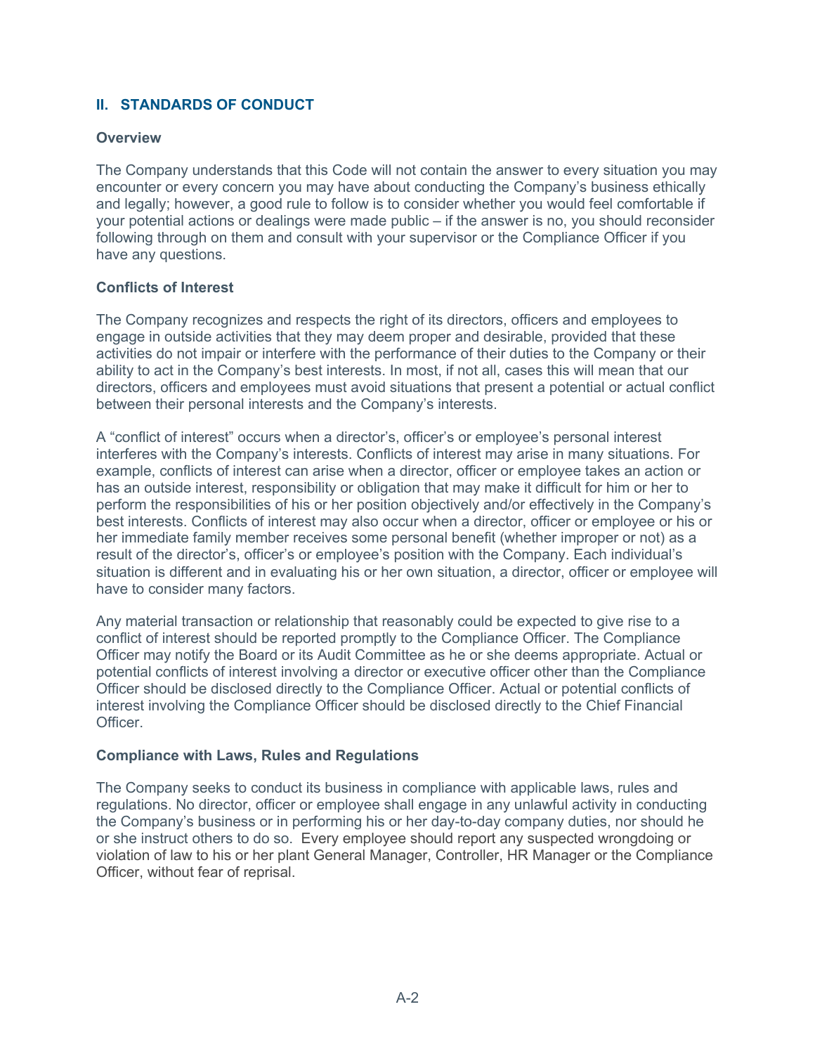## II. STANDARDS OF CONDUCT

### Overview

The Company understands that this Code will not contain the answer to every situation you may encounter or every concern you may have about conducting the Company's business ethically and legally; however, a good rule to follow is to consider whether you would feel comfortable if your potential actions or dealings were made public – if the answer is no, you should reconsider following through on them and consult with your supervisor or the Compliance Officer if you have any questions.

### Conflicts of Interest

The Company recognizes and respects the right of its directors, officers and employees to engage in outside activities that they may deem proper and desirable, provided that these activities do not impair or interfere with the performance of their duties to the Company or their ability to act in the Company's best interests. In most, if not all, cases this will mean that our directors, officers and employees must avoid situations that present a potential or actual conflict between their personal interests and the Company's interests.

A "conflict of interest" occurs when a director's, officer's or employee's personal interest interferes with the Company's interests. Conflicts of interest may arise in many situations. For example, conflicts of interest can arise when a director, officer or employee takes an action or has an outside interest, responsibility or obligation that may make it difficult for him or her to perform the responsibilities of his or her position objectively and/or effectively in the Company's best interests. Conflicts of interest may also occur when a director, officer or employee or his or her immediate family member receives some personal benefit (whether improper or not) as a result of the director's, officer's or employee's position with the Company. Each individual's situation is different and in evaluating his or her own situation, a director, officer or employee will have to consider many factors.

Any material transaction or relationship that reasonably could be expected to give rise to a conflict of interest should be reported promptly to the Compliance Officer. The Compliance Officer may notify the Board or its Audit Committee as he or she deems appropriate. Actual or potential conflicts of interest involving a director or executive officer other than the Compliance Officer should be disclosed directly to the Compliance Officer. Actual or potential conflicts of interest involving the Compliance Officer should be disclosed directly to the Chief Financial Officer.

### Compliance with Laws, Rules and Regulations

The Company seeks to conduct its business in compliance with applicable laws, rules and regulations. No director, officer or employee shall engage in any unlawful activity in conducting the Company's business or in performing his or her day-to-day company duties, nor should he or she instruct others to do so. Every employee should report any suspected wrongdoing or violation of law to his or her plant General Manager, Controller, HR Manager or the Compliance Officer, without fear of reprisal.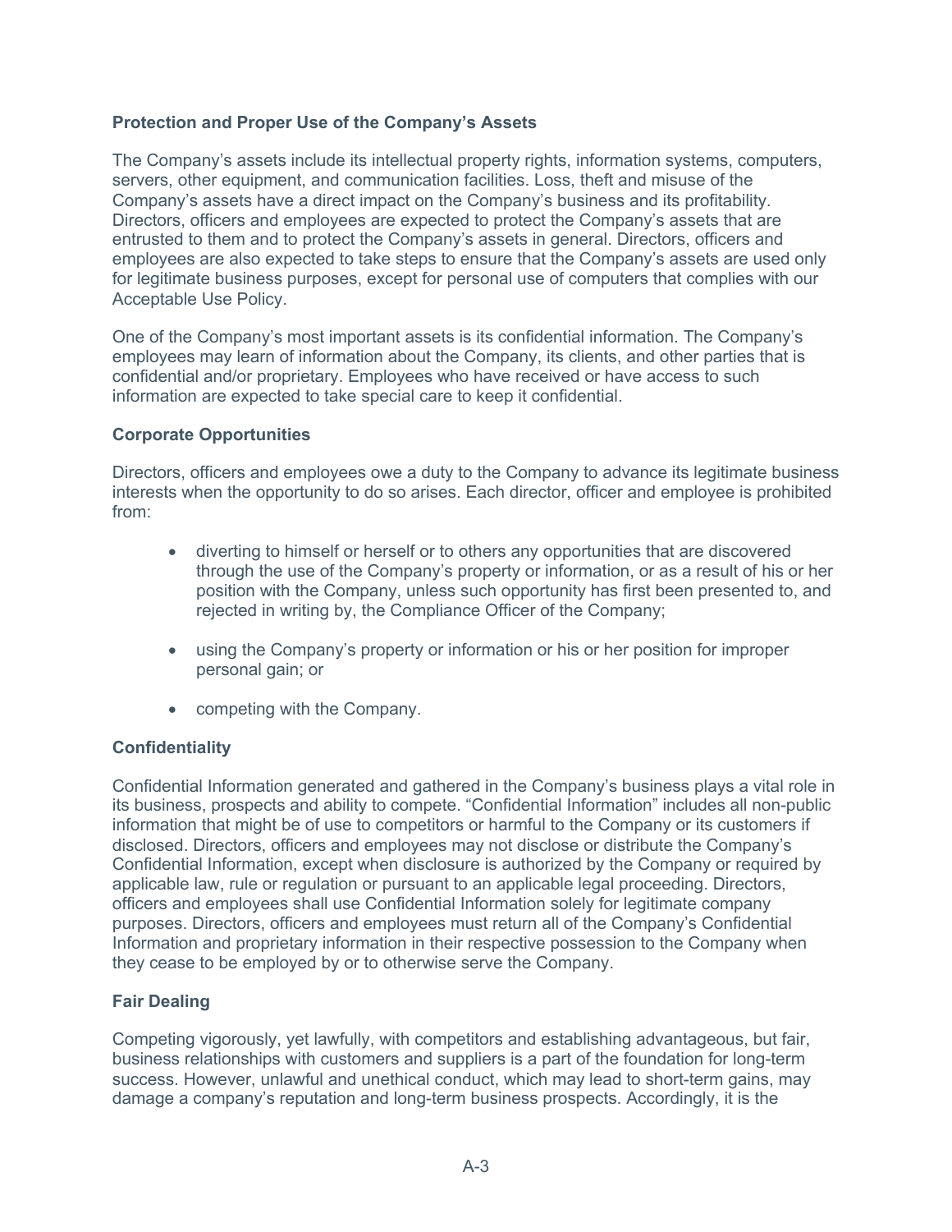**Protection and Proper Use of the Company's Assets**

The Company's assets include its intellectual property rights, information systems, computers, servers, other equipment, and communication facilities. Loss, theft and misuse of the Company's assets have a direct impact on the Company's business and its profitability. Directors, officers and employees are expected to protect the Company's assets that are entrusted to them and to protect the Company's assets in general. Directors, officers and employees are also expected to take steps to ensure that the Company's assets are used only for legitimate business purposes, except for personal use of computers that complies with our Acceptable Use Policy.

One of the Company's most important assets is its confidential information. The Company's employees may learn of information about the Company, its clients, and other parties that is confidential and/or proprietary. Employees who have received or have access to such information are expected to take special care to keep it confidential.

**Corporate Opportunities**

Directors, officers and employees owe a duty to the Company to advance its legitimate business interests when the opportunity to do so arises. Each director, officer and employee is prohibited from:

- diverting to himself or herself or to others any opportunities that are discovered through the use of the Company's property or information, or as a result of his or her position with the Company, unless such opportunity has first been presented to, and rejected in writing by, the Compliance Officer of the Company;
- using the Company's property or information or his or her position for improper personal gain; or
- competing with the Company.

**Confidentiality**

Confidential Information generated and gathered in the Company's business plays a vital role in its business, prospects and ability to compete. "Confidential Information" includes all non-public information that might be of use to competitors or harmful to the Company or its customers if disclosed. Directors, officers and employees may not disclose or distribute the Company's Confidential Information, except when disclosure is authorized by the Company or required by applicable law, rule or regulation or pursuant to an applicable legal proceeding. Directors, officers and employees shall use Confidential Information solely for legitimate company purposes. Directors, officers and employees must return all of the Company's Confidential Information and proprietary information in their respective possession to the Company when they cease to be employed by or to otherwise serve the Company.

**Fair Dealing**

Competing vigorously, yet lawfully, with competitors and establishing advantageous, but fair, business relationships with customers and suppliers is a part of the foundation for long-term success. However, unlawful and unethical conduct, which may lead to short-term gains, may damage a company's reputation and long-term business prospects. Accordingly, it is the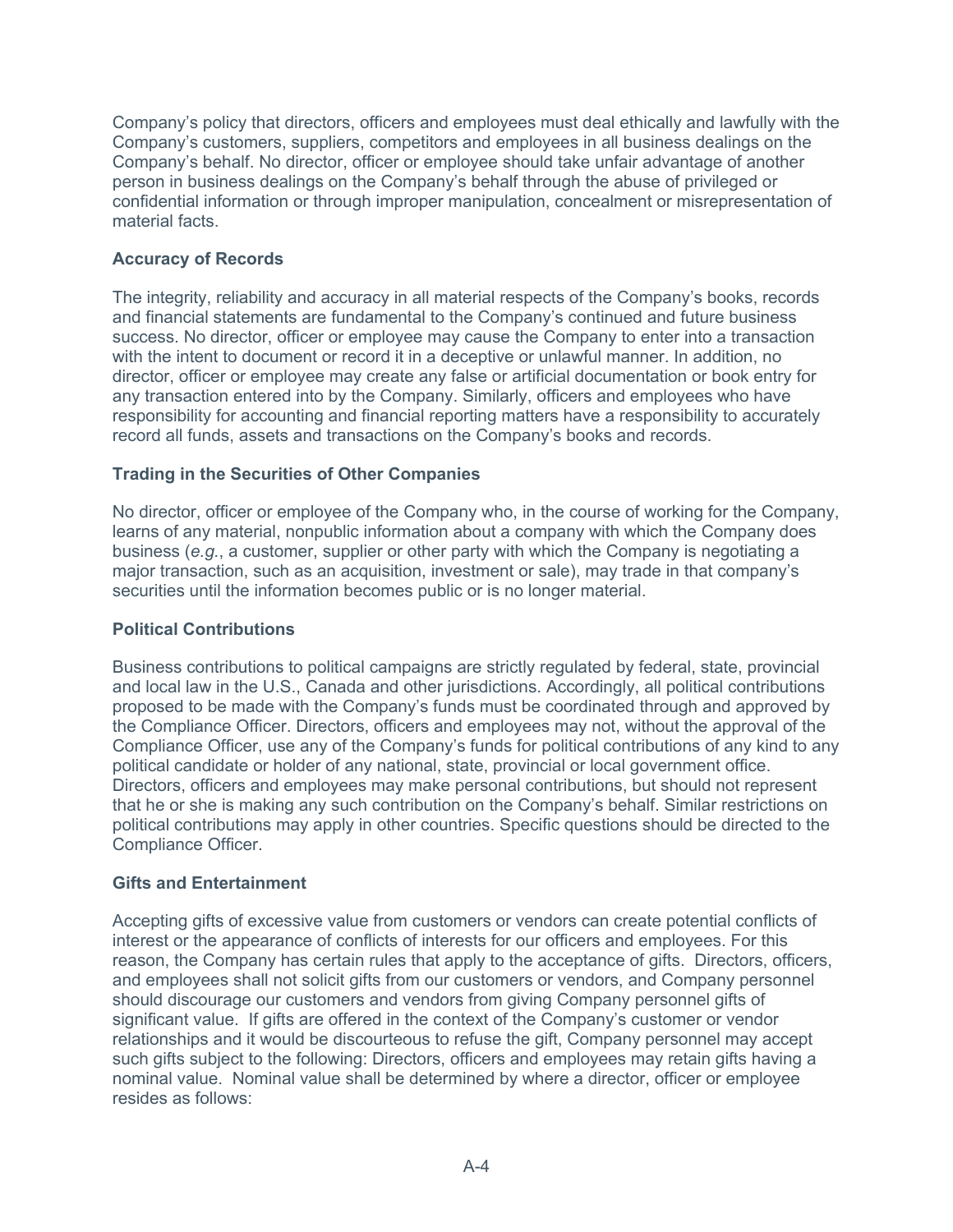Company's policy that directors, officers and employees must deal ethically and lawfully with the Company's customers, suppliers, competitors and employees in all business dealings on the Company's behalf. No director, officer or employee should take unfair advantage of another person in business dealings on the Company's behalf through the abuse of privileged or confidential information or through improper manipulation, concealment or misrepresentation of material facts.

**Accuracy of Records**

The integrity, reliability and accuracy in all material respects of the Company's books, records and financial statements are fundamental to the Company's continued and future business success. No director, officer or employee may cause the Company to enter into a transaction with the intent to document or record it in a deceptive or unlawful manner. In addition, no director, officer or employee may create any false or artificial documentation or book entry for any transaction entered into by the Company. Similarly, officers and employees who have responsibility for accounting and financial reporting matters have a responsibility to accurately record all funds, assets and transactions on the Company's books and records.

**Trading in the Securities of Other Companies**

No director, officer or employee of the Company who, in the course of working for the Company, learns of any material, nonpublic information about a company with which the Company does business (*e.g.*, a customer, supplier or other party with which the Company is negotiating a major transaction, such as an acquisition, investment or sale), may trade in that company's securities until the information becomes public or is no longer material.

**Political Contributions**

Business contributions to political campaigns are strictly regulated by federal, state, provincial and local law in the U.S., Canada and other jurisdictions. Accordingly, all political contributions proposed to be made with the Company's funds must be coordinated through and approved by the Compliance Officer. Directors, officers and employees may not, without the approval of the Compliance Officer, use any of the Company's funds for political contributions of any kind to any political candidate or holder of any national, state, provincial or local government office. Directors, officers and employees may make personal contributions, but should not represent that he or she is making any such contribution on the Company's behalf. Similar restrictions on political contributions may apply in other countries. Specific questions should be directed to the Compliance Officer.

**Gifts and Entertainment**

Accepting gifts of excessive value from customers or vendors can create potential conflicts of interest or the appearance of conflicts of interests for our officers and employees. For this reason, the Company has certain rules that apply to the acceptance of gifts. Directors, officers, and employees shall not solicit gifts from our customers or vendors, and Company personnel should discourage our customers and vendors from giving Company personnel gifts of significant value. If gifts are offered in the context of the Company's customer or vendor relationships and it would be discourteous to refuse the gift, Company personnel may accept such gifts subject to the following: Directors, officers and employees may retain gifts having a nominal value. Nominal value shall be determined by where a director, officer or employee resides as follows: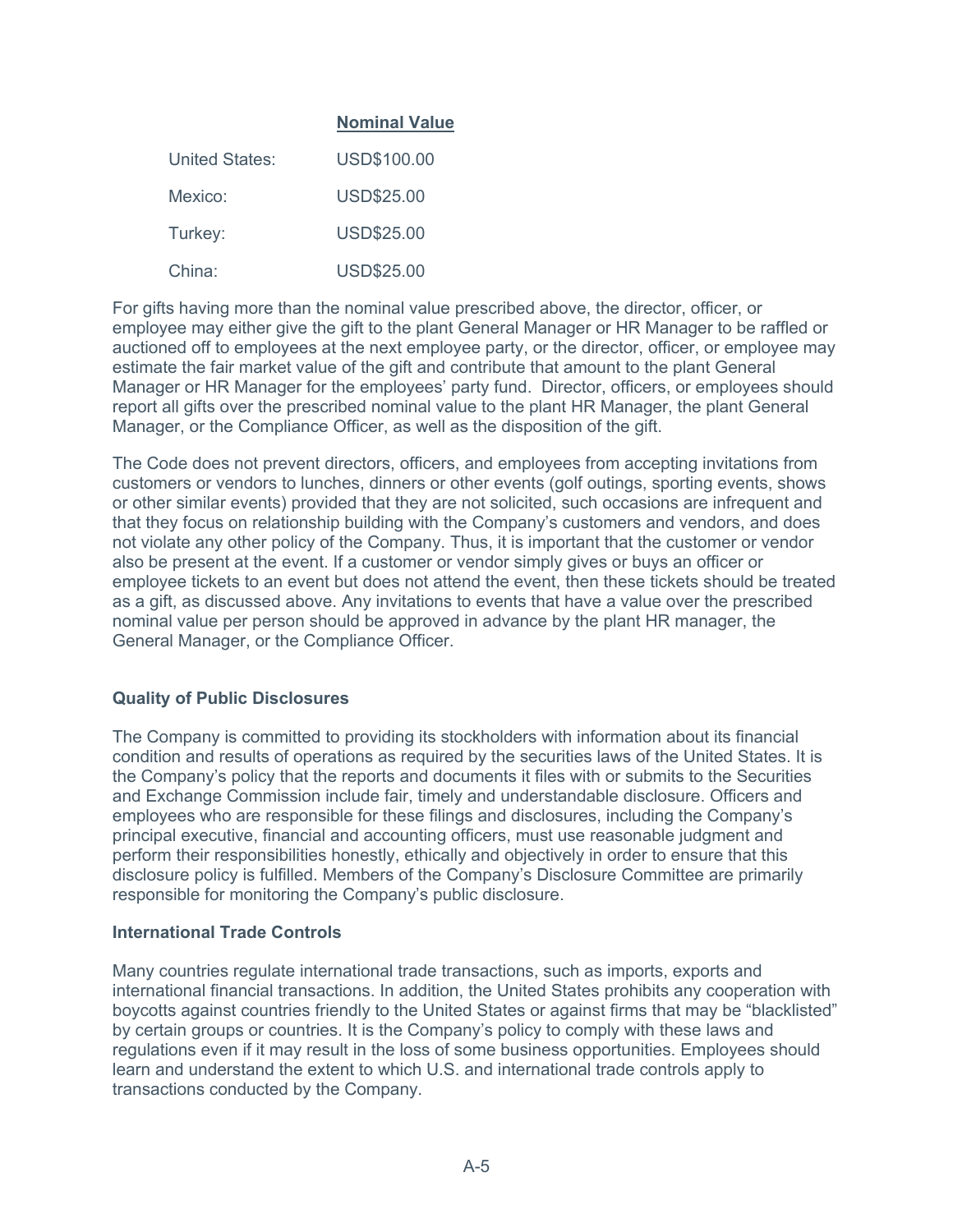| | **Nominal Value** |
|---|---|
| United States: | USD$100.00 |
| Mexico: | USD$25.00 |
| Turkey: | USD$25.00 |
| China: | USD$25.00 |

For gifts having more than the nominal value prescribed above, the director, officer, or employee may either give the gift to the plant General Manager or HR Manager to be raffled or auctioned off to employees at the next employee party, or the director, officer, or employee may estimate the fair market value of the gift and contribute that amount to the plant General Manager or HR Manager for the employees' party fund. Director, officers, or employees should report all gifts over the prescribed nominal value to the plant HR Manager, the plant General Manager, or the Compliance Officer, as well as the disposition of the gift.

The Code does not prevent directors, officers, and employees from accepting invitations from customers or vendors to lunches, dinners or other events (golf outings, sporting events, shows or other similar events) provided that they are not solicited, such occasions are infrequent and that they focus on relationship building with the Company's customers and vendors, and does not violate any other policy of the Company. Thus, it is important that the customer or vendor also be present at the event. If a customer or vendor simply gives or buys an officer or employee tickets to an event but does not attend the event, then these tickets should be treated as a gift, as discussed above. Any invitations to events that have a value over the prescribed nominal value per person should be approved in advance by the plant HR manager, the General Manager, or the Compliance Officer.

### Quality of Public Disclosures

The Company is committed to providing its stockholders with information about its financial condition and results of operations as required by the securities laws of the United States. It is the Company's policy that the reports and documents it files with or submits to the Securities and Exchange Commission include fair, timely and understandable disclosure. Officers and employees who are responsible for these filings and disclosures, including the Company's principal executive, financial and accounting officers, must use reasonable judgment and perform their responsibilities honestly, ethically and objectively in order to ensure that this disclosure policy is fulfilled. Members of the Company's Disclosure Committee are primarily responsible for monitoring the Company's public disclosure.

### International Trade Controls

Many countries regulate international trade transactions, such as imports, exports and international financial transactions. In addition, the United States prohibits any cooperation with boycotts against countries friendly to the United States or against firms that may be "blacklisted" by certain groups or countries. It is the Company's policy to comply with these laws and regulations even if it may result in the loss of some business opportunities. Employees should learn and understand the extent to which U.S. and international trade controls apply to transactions conducted by the Company.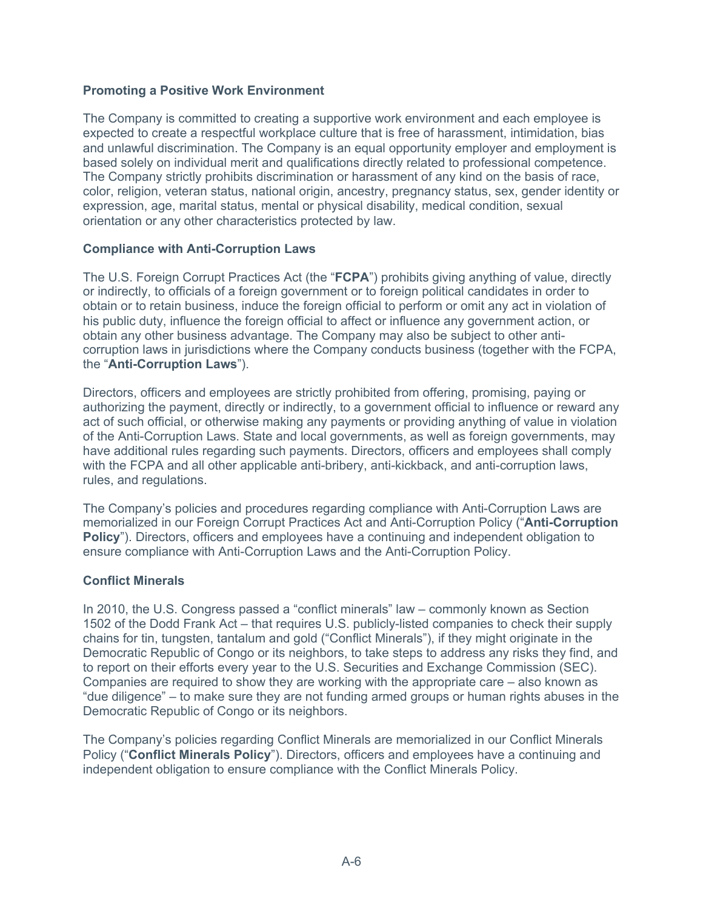**Promoting a Positive Work Environment**

The Company is committed to creating a supportive work environment and each employee is expected to create a respectful workplace culture that is free of harassment, intimidation, bias and unlawful discrimination. The Company is an equal opportunity employer and employment is based solely on individual merit and qualifications directly related to professional competence. The Company strictly prohibits discrimination or harassment of any kind on the basis of race, color, religion, veteran status, national origin, ancestry, pregnancy status, sex, gender identity or expression, age, marital status, mental or physical disability, medical condition, sexual orientation or any other characteristics protected by law.

**Compliance with Anti-Corruption Laws**

The U.S. Foreign Corrupt Practices Act (the "**FCPA**") prohibits giving anything of value, directly or indirectly, to officials of a foreign government or to foreign political candidates in order to obtain or to retain business, induce the foreign official to perform or omit any act in violation of his public duty, influence the foreign official to affect or influence any government action, or obtain any other business advantage. The Company may also be subject to other anti-corruption laws in jurisdictions where the Company conducts business (together with the FCPA, the "**Anti-Corruption Laws**").

Directors, officers and employees are strictly prohibited from offering, promising, paying or authorizing the payment, directly or indirectly, to a government official to influence or reward any act of such official, or otherwise making any payments or providing anything of value in violation of the Anti-Corruption Laws. State and local governments, as well as foreign governments, may have additional rules regarding such payments. Directors, officers and employees shall comply with the FCPA and all other applicable anti-bribery, anti-kickback, and anti-corruption laws, rules, and regulations.

The Company's policies and procedures regarding compliance with Anti-Corruption Laws are memorialized in our Foreign Corrupt Practices Act and Anti-Corruption Policy ("**Anti-Corruption Policy**"). Directors, officers and employees have a continuing and independent obligation to ensure compliance with Anti-Corruption Laws and the Anti-Corruption Policy.

**Conflict Minerals**

In 2010, the U.S. Congress passed a "conflict minerals" law – commonly known as Section 1502 of the Dodd Frank Act – that requires U.S. publicly-listed companies to check their supply chains for tin, tungsten, tantalum and gold ("Conflict Minerals"), if they might originate in the Democratic Republic of Congo or its neighbors, to take steps to address any risks they find, and to report on their efforts every year to the U.S. Securities and Exchange Commission (SEC). Companies are required to show they are working with the appropriate care – also known as "due diligence" – to make sure they are not funding armed groups or human rights abuses in the Democratic Republic of Congo or its neighbors.

The Company's policies regarding Conflict Minerals are memorialized in our Conflict Minerals Policy ("**Conflict Minerals Policy**"). Directors, officers and employees have a continuing and independent obligation to ensure compliance with the Conflict Minerals Policy.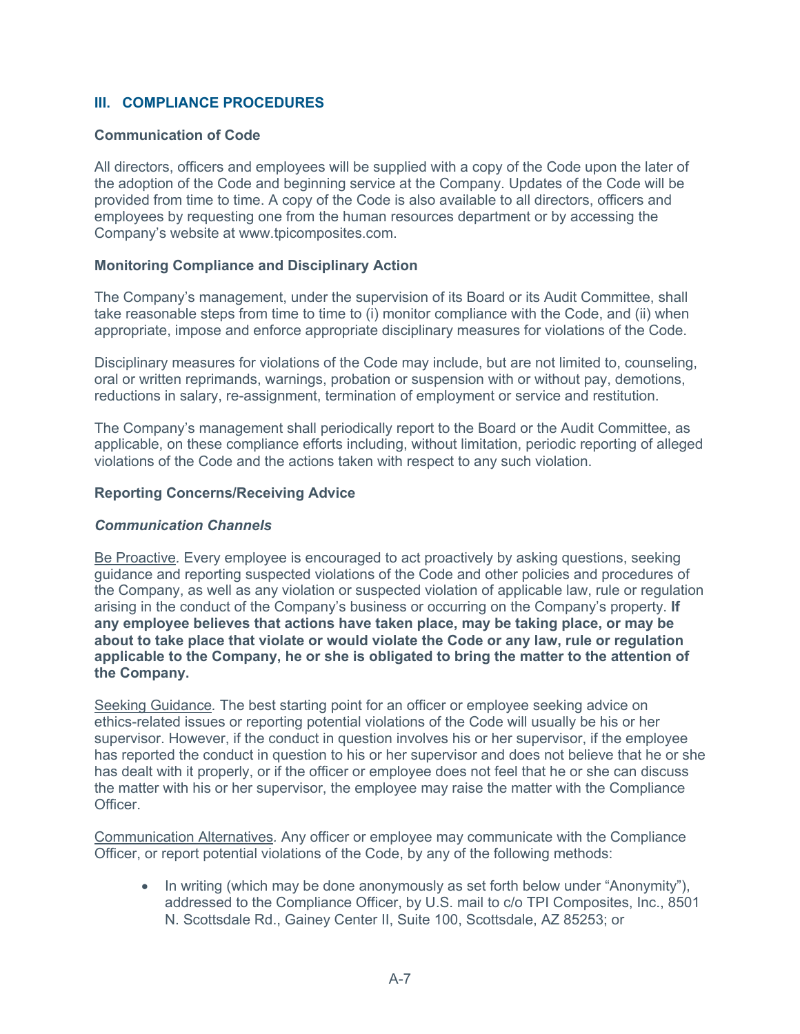## III. COMPLIANCE PROCEDURES

### Communication of Code

All directors, officers and employees will be supplied with a copy of the Code upon the later of the adoption of the Code and beginning service at the Company. Updates of the Code will be provided from time to time. A copy of the Code is also available to all directors, officers and employees by requesting one from the human resources department or by accessing the Company's website at www.tpicomposites.com.

### Monitoring Compliance and Disciplinary Action

The Company's management, under the supervision of its Board or its Audit Committee, shall take reasonable steps from time to time to (i) monitor compliance with the Code, and (ii) when appropriate, impose and enforce appropriate disciplinary measures for violations of the Code.

Disciplinary measures for violations of the Code may include, but are not limited to, counseling, oral or written reprimands, warnings, probation or suspension with or without pay, demotions, reductions in salary, re-assignment, termination of employment or service and restitution.

The Company's management shall periodically report to the Board or the Audit Committee, as applicable, on these compliance efforts including, without limitation, periodic reporting of alleged violations of the Code and the actions taken with respect to any such violation.

### Reporting Concerns/Receiving Advice

#### *Communication Channels*

<u>Be Proactive</u>. Every employee is encouraged to act proactively by asking questions, seeking guidance and reporting suspected violations of the Code and other policies and procedures of the Company, as well as any violation or suspected violation of applicable law, rule or regulation arising in the conduct of the Company's business or occurring on the Company's property. **If any employee believes that actions have taken place, may be taking place, or may be about to take place that violate or would violate the Code or any law, rule or regulation applicable to the Company, he or she is obligated to bring the matter to the attention of the Company.**

<u>Seeking Guidance</u>. The best starting point for an officer or employee seeking advice on ethics-related issues or reporting potential violations of the Code will usually be his or her supervisor. However, if the conduct in question involves his or her supervisor, if the employee has reported the conduct in question to his or her supervisor and does not believe that he or she has dealt with it properly, or if the officer or employee does not feel that he or she can discuss the matter with his or her supervisor, the employee may raise the matter with the Compliance Officer.

<u>Communication Alternatives</u>. Any officer or employee may communicate with the Compliance Officer, or report potential violations of the Code, by any of the following methods:

- In writing (which may be done anonymously as set forth below under "Anonymity"), addressed to the Compliance Officer, by U.S. mail to c/o TPI Composites, Inc., 8501 N. Scottsdale Rd., Gainey Center II, Suite 100, Scottsdale, AZ 85253; or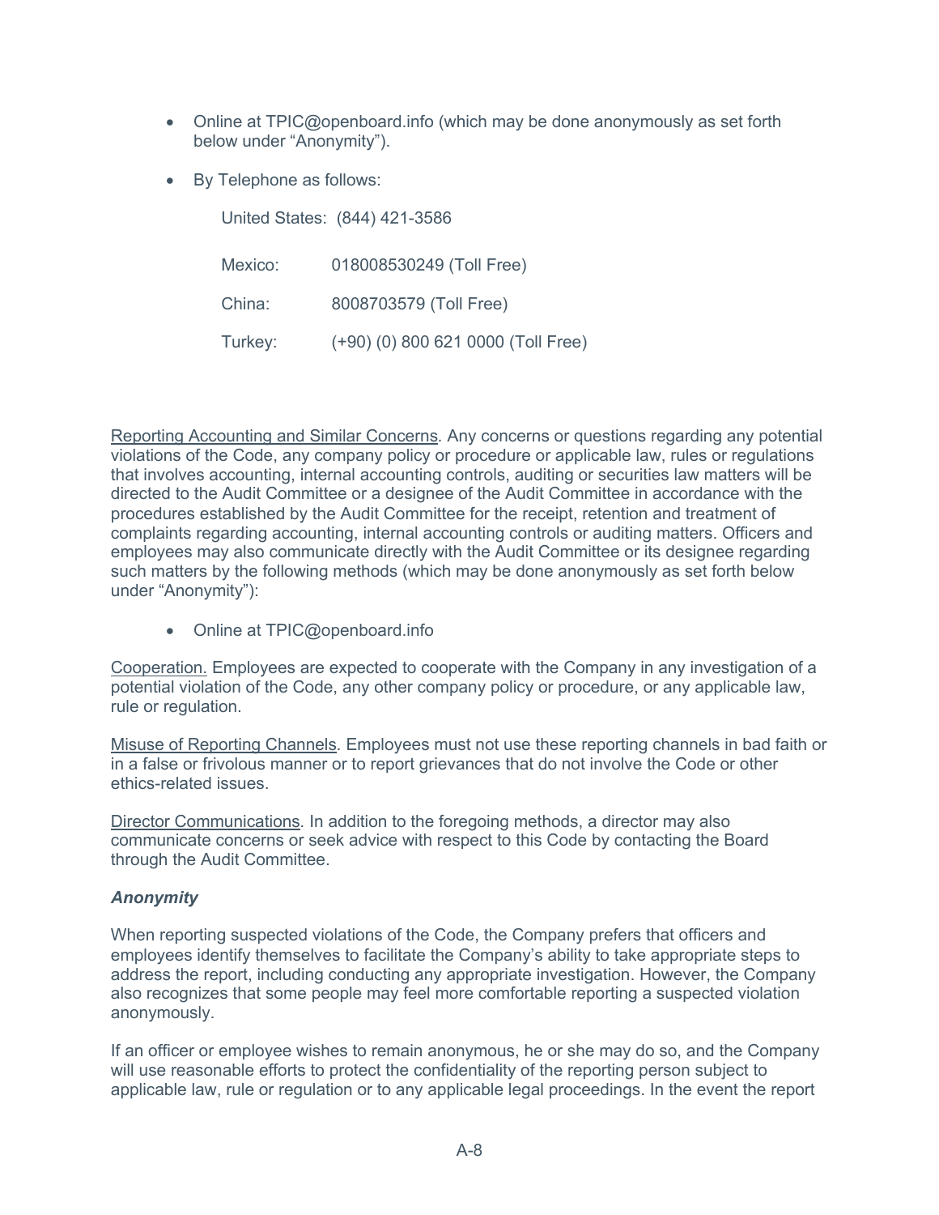- Online at TPIC@openboard.info (which may be done anonymously as set forth below under "Anonymity").
- By Telephone as follows:

  United States: (844) 421-3586

  | | |
  |---|---|
  | Mexico: | 018008530249 (Toll Free) |
  | China: | 8008703579 (Toll Free) |
  | Turkey: | (+90) (0) 800 621 0000 (Toll Free) |

Reporting Accounting and Similar Concerns. Any concerns or questions regarding any potential violations of the Code, any company policy or procedure or applicable law, rules or regulations that involves accounting, internal accounting controls, auditing or securities law matters will be directed to the Audit Committee or a designee of the Audit Committee in accordance with the procedures established by the Audit Committee for the receipt, retention and treatment of complaints regarding accounting, internal accounting controls or auditing matters. Officers and employees may also communicate directly with the Audit Committee or its designee regarding such matters by the following methods (which may be done anonymously as set forth below under "Anonymity"):

- Online at TPIC@openboard.info

Cooperation. Employees are expected to cooperate with the Company in any investigation of a potential violation of the Code, any other company policy or procedure, or any applicable law, rule or regulation.

Misuse of Reporting Channels. Employees must not use these reporting channels in bad faith or in a false or frivolous manner or to report grievances that do not involve the Code or other ethics-related issues.

Director Communications. In addition to the foregoing methods, a director may also communicate concerns or seek advice with respect to this Code by contacting the Board through the Audit Committee.

***Anonymity***

When reporting suspected violations of the Code, the Company prefers that officers and employees identify themselves to facilitate the Company's ability to take appropriate steps to address the report, including conducting any appropriate investigation. However, the Company also recognizes that some people may feel more comfortable reporting a suspected violation anonymously.

If an officer or employee wishes to remain anonymous, he or she may do so, and the Company will use reasonable efforts to protect the confidentiality of the reporting person subject to applicable law, rule or regulation or to any applicable legal proceedings. In the event the report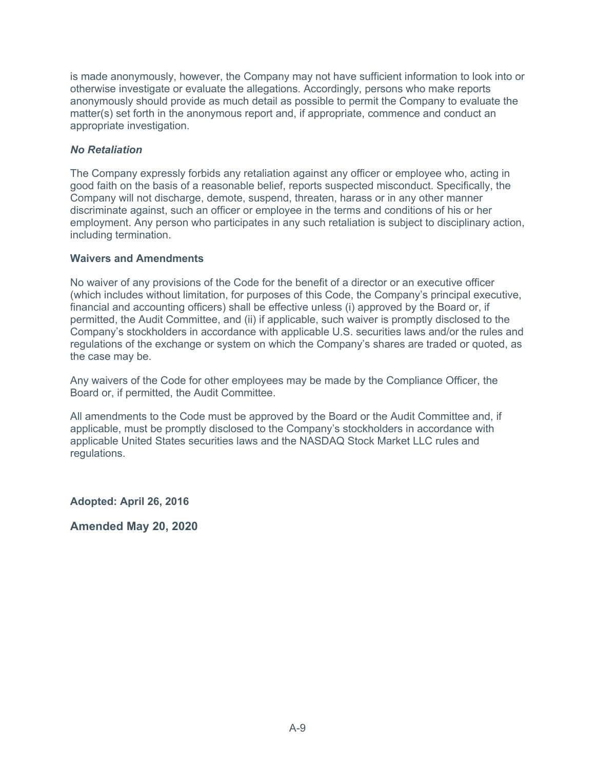is made anonymously, however, the Company may not have sufficient information to look into or otherwise investigate or evaluate the allegations. Accordingly, persons who make reports anonymously should provide as much detail as possible to permit the Company to evaluate the matter(s) set forth in the anonymous report and, if appropriate, commence and conduct an appropriate investigation.

### *No Retaliation*

The Company expressly forbids any retaliation against any officer or employee who, acting in good faith on the basis of a reasonable belief, reports suspected misconduct. Specifically, the Company will not discharge, demote, suspend, threaten, harass or in any other manner discriminate against, such an officer or employee in the terms and conditions of his or her employment. Any person who participates in any such retaliation is subject to disciplinary action, including termination.

## Waivers and Amendments

No waiver of any provisions of the Code for the benefit of a director or an executive officer (which includes without limitation, for purposes of this Code, the Company's principal executive, financial and accounting officers) shall be effective unless (i) approved by the Board or, if permitted, the Audit Committee, and (ii) if applicable, such waiver is promptly disclosed to the Company's stockholders in accordance with applicable U.S. securities laws and/or the rules and regulations of the exchange or system on which the Company's shares are traded or quoted, as the case may be.

Any waivers of the Code for other employees may be made by the Compliance Officer, the Board or, if permitted, the Audit Committee.

All amendments to the Code must be approved by the Board or the Audit Committee and, if applicable, must be promptly disclosed to the Company's stockholders in accordance with applicable United States securities laws and the NASDAQ Stock Market LLC rules and regulations.

**Adopted: April 26, 2016**

**Amended May 20, 2020**